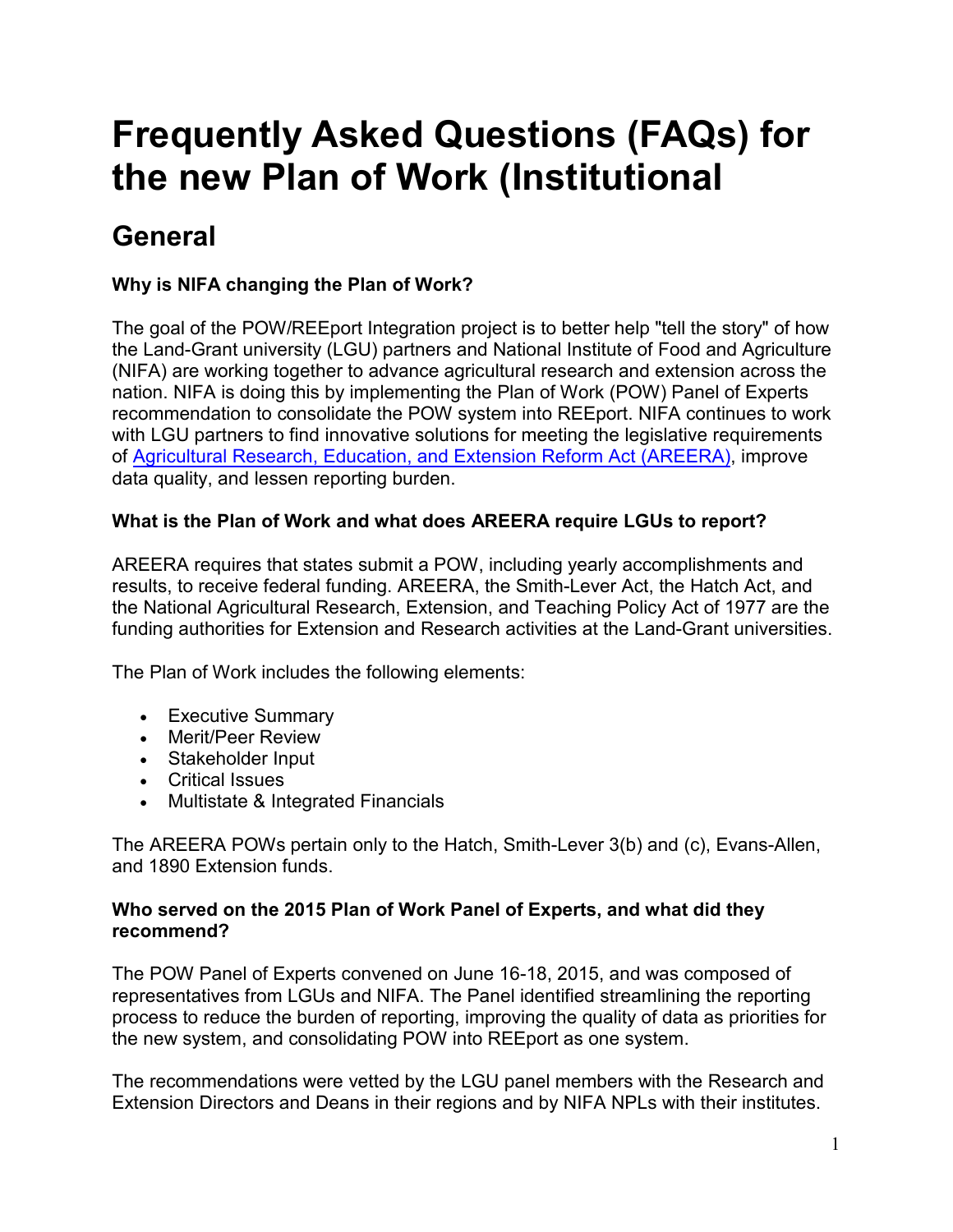# Frequently Asked Questions (FAQs) for the new Plan of Work (Institutional

## General

### Why is NIFA changing the Plan of Work?

The goal of the POW/REEport Integration project is to better help "tell the story" of how the Land-Grant university (LGU) partners and National Institute of Food and Agriculture (NIFA) are working together to advance agricultural research and extension across the nation. NIFA is doing this by implementing the Plan of Work (POW) Panel of Experts recommendation to consolidate the POW system into REEport. NIFA continues to work with LGU partners to find innovative solutions for meeting the legislative requirements of Agricultural Research, Education, and Extension Reform Act (AREERA), improve data quality, and lessen reporting burden.

### What is the Plan of Work and what does AREERA require LGUs to report?

AREERA requires that states submit a POW, including yearly accomplishments and results, to receive federal funding. AREERA, the Smith-Lever Act, the Hatch Act, and the National Agricultural Research, Extension, and Teaching Policy Act of 1977 are the funding authorities for Extension and Research activities at the Land-Grant universities.

The Plan of Work includes the following elements:

- Executive Summary
- Merit/Peer Review
- Stakeholder Input
- Critical Issues
- Multistate & Integrated Financials

The AREERA POWs pertain only to the Hatch, Smith-Lever 3(b) and (c), Evans-Allen, and 1890 Extension funds.

### Who served on the 2015 Plan of Work Panel of Experts, and what did they recommend?

The POW Panel of Experts convened on June 16-18, 2015, and was composed of representatives from LGUs and NIFA. The Panel identified streamlining the reporting process to reduce the burden of reporting, improving the quality of data as priorities for the new system, and consolidating POW into REEport as one system.

The recommendations were vetted by the LGU panel members with the Research and Extension Directors and Deans in their regions and by NIFA NPLs with their institutes.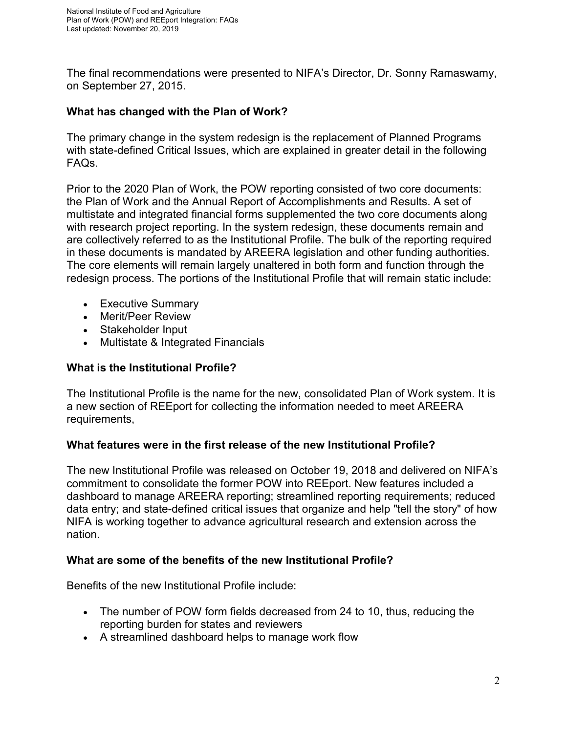The final recommendations were presented to NIFA's Director, Dr. Sonny Ramaswamy, on September 27, 2015.

### What has changed with the Plan of Work?

The primary change in the system redesign is the replacement of Planned Programs with state-defined Critical Issues, which are explained in greater detail in the following FAQs.

Prior to the 2020 Plan of Work, the POW reporting consisted of two core documents: the Plan of Work and the Annual Report of Accomplishments and Results. A set of multistate and integrated financial forms supplemented the two core documents along with research project reporting. In the system redesign, these documents remain and are collectively referred to as the Institutional Profile. The bulk of the reporting required in these documents is mandated by AREERA legislation and other funding authorities. The core elements will remain largely unaltered in both form and function through the redesign process. The portions of the Institutional Profile that will remain static include:

- Executive Summary
- Merit/Peer Review
- Stakeholder Input
- Multistate & Integrated Financials

### What is the Institutional Profile?

The Institutional Profile is the name for the new, consolidated Plan of Work system. It is a new section of REEport for collecting the information needed to meet AREERA requirements,

### What features were in the first release of the new Institutional Profile?

The new Institutional Profile was released on October 19, 2018 and delivered on NIFA's commitment to consolidate the former POW into REEport. New features included a dashboard to manage AREERA reporting; streamlined reporting requirements; reduced data entry; and state-defined critical issues that organize and help "tell the story" of how NIFA is working together to advance agricultural research and extension across the nation.

### What are some of the benefits of the new Institutional Profile?

Benefits of the new Institutional Profile include:

- The number of POW form fields decreased from 24 to 10, thus, reducing the reporting burden for states and reviewers
- A streamlined dashboard helps to manage work flow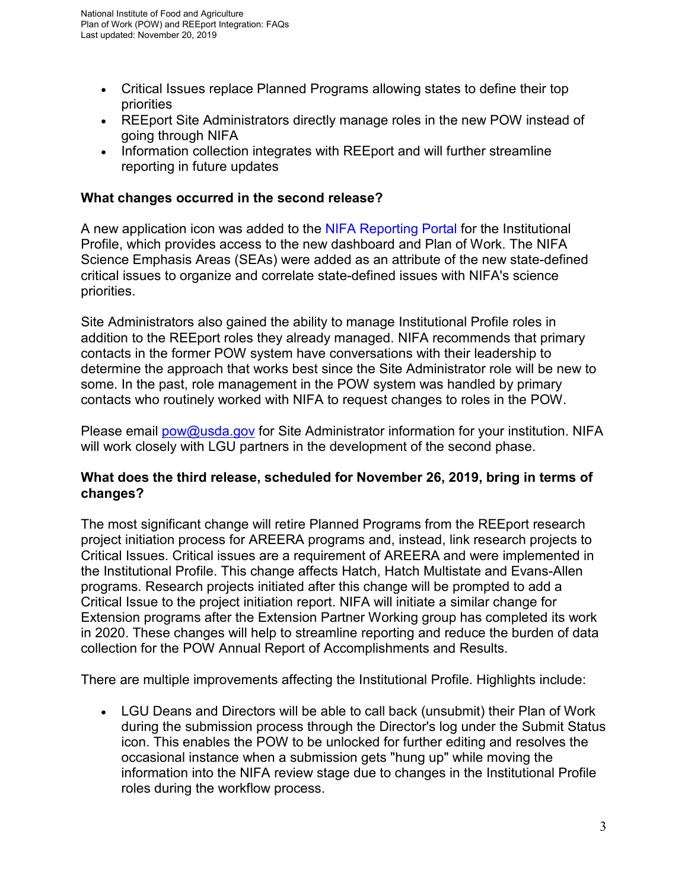- Critical Issues replace Planned Programs allowing states to define their top priorities
- REEport Site Administrators directly manage roles in the new POW instead of going through NIFA
- Information collection integrates with REEport and will further streamline reporting in future updates

**What changes occurred in the second release?**

A new application icon was added to the NIFA Reporting Portal for the Institutional Profile, which provides access to the new dashboard and Plan of Work. The NIFA Science Emphasis Areas (SEAs) were added as an attribute of the new state-defined critical issues to organize and correlate state-defined issues with NIFA's science priorities.

Site Administrators also gained the ability to manage Institutional Profile roles in addition to the REEport roles they already managed. NIFA recommends that primary contacts in the former POW system have conversations with their leadership to determine the approach that works best since the Site Administrator role will be new to some. In the past, role management in the POW system was handled by primary contacts who routinely worked with NIFA to request changes to roles in the POW.

Please email pow@usda.gov for Site Administrator information for your institution. NIFA will work closely with LGU partners in the development of the second phase.

**What does the third release, scheduled for November 26, 2019, bring in terms of changes?**

The most significant change will retire Planned Programs from the REEport research project initiation process for AREERA programs and, instead, link research projects to Critical Issues. Critical issues are a requirement of AREERA and were implemented in the Institutional Profile. This change affects Hatch, Hatch Multistate and Evans-Allen programs. Research projects initiated after this change will be prompted to add a Critical Issue to the project initiation report. NIFA will initiate a similar change for Extension programs after the Extension Partner Working group has completed its work in 2020. These changes will help to streamline reporting and reduce the burden of data collection for the POW Annual Report of Accomplishments and Results.

There are multiple improvements affecting the Institutional Profile. Highlights include:

- LGU Deans and Directors will be able to call back (unsubmit) their Plan of Work during the submission process through the Director's log under the Submit Status icon. This enables the POW to be unlocked for further editing and resolves the occasional instance when a submission gets "hung up" while moving the information into the NIFA review stage due to changes in the Institutional Profile roles during the workflow process.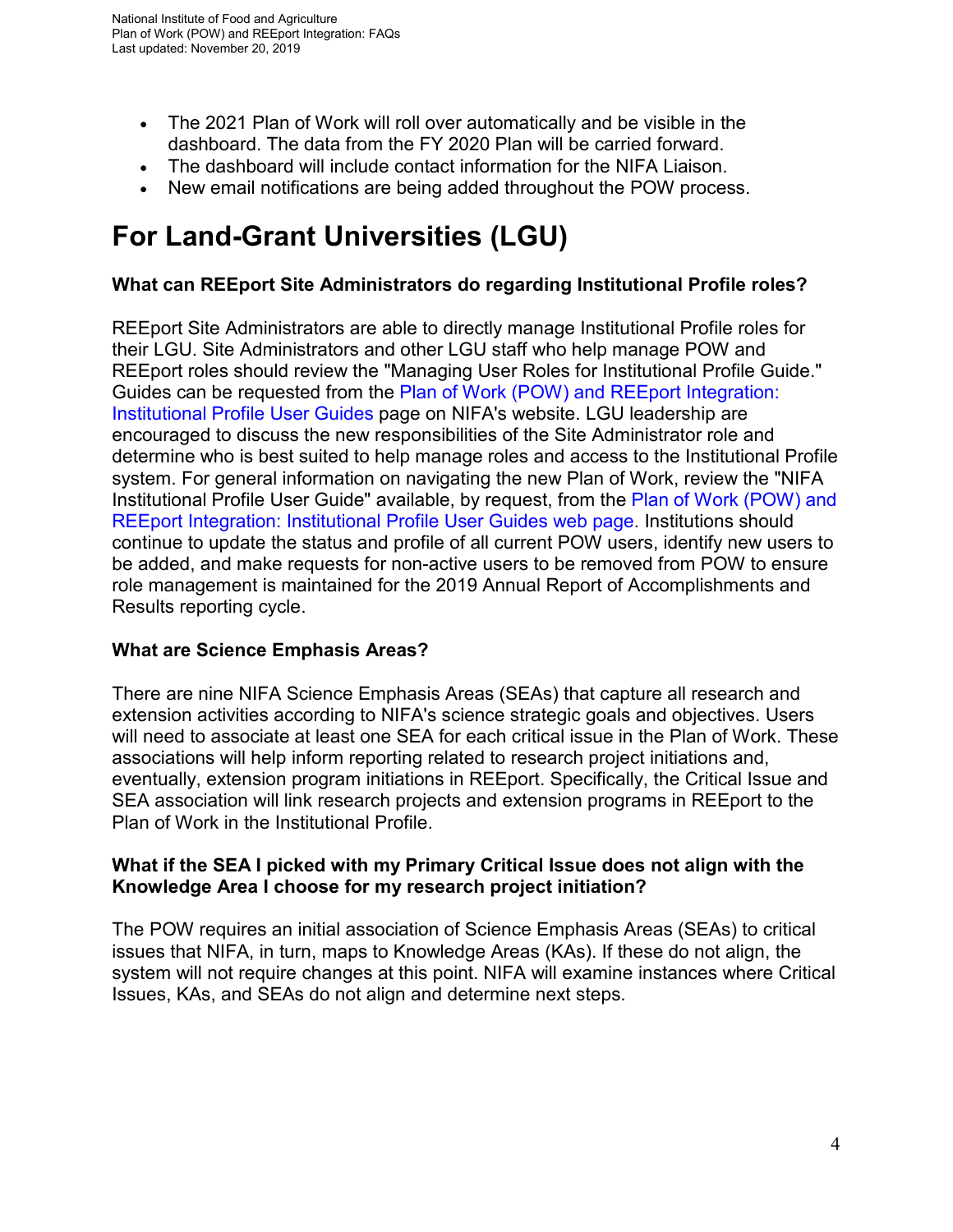- The 2021 Plan of Work will roll over automatically and be visible in the dashboard. The data from the FY 2020 Plan will be carried forward.
- The dashboard will include contact information for the NIFA Liaison.
- New email notifications are being added throughout the POW process.

# For Land-Grant Universities (LGU)

### What can REEport Site Administrators do regarding Institutional Profile roles?

REEport Site Administrators are able to directly manage Institutional Profile roles for their LGU. Site Administrators and other LGU staff who help manage POW and REEport roles should review the "Managing User Roles for Institutional Profile Guide." Guides can be requested from the Plan of Work (POW) and REEport Integration: Institutional Profile User Guides page on NIFA's website. LGU leadership are encouraged to discuss the new responsibilities of the Site Administrator role and determine who is best suited to help manage roles and access to the Institutional Profile system. For general information on navigating the new Plan of Work, review the "NIFA Institutional Profile User Guide" available, by request, from the Plan of Work (POW) and REEport Integration: Institutional Profile User Guides web page. Institutions should continue to update the status and profile of all current POW users, identify new users to be added, and make requests for non-active users to be removed from POW to ensure role management is maintained for the 2019 Annual Report of Accomplishments and Results reporting cycle.

### What are Science Emphasis Areas?

There are nine NIFA Science Emphasis Areas (SEAs) that capture all research and extension activities according to NIFA's science strategic goals and objectives. Users will need to associate at least one SEA for each critical issue in the Plan of Work. These associations will help inform reporting related to research project initiations and, eventually, extension program initiations in REEport. Specifically, the Critical Issue and SEA association will link research projects and extension programs in REEport to the Plan of Work in the Institutional Profile.

### What if the SEA I picked with my Primary Critical Issue does not align with the Knowledge Area I choose for my research project initiation?

The POW requires an initial association of Science Emphasis Areas (SEAs) to critical issues that NIFA, in turn, maps to Knowledge Areas (KAs). If these do not align, the system will not require changes at this point. NIFA will examine instances where Critical Issues, KAs, and SEAs do not align and determine next steps.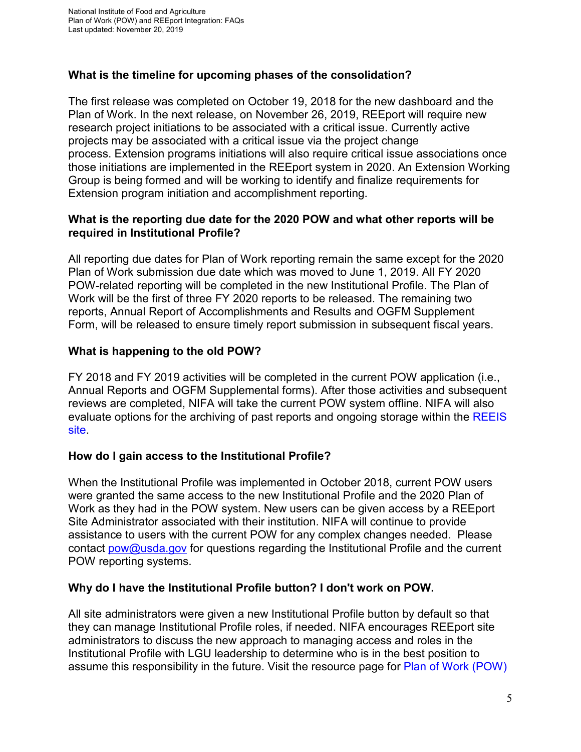### What is the timeline for upcoming phases of the consolidation?

The first release was completed on October 19, 2018 for the new dashboard and the Plan of Work. In the next release, on November 26, 2019, REEport will require new research project initiations to be associated with a critical issue. Currently active projects may be associated with a critical issue via the project change process. Extension programs initiations will also require critical issue associations once those initiations are implemented in the REEport system in 2020. An Extension Working Group is being formed and will be working to identify and finalize requirements for Extension program initiation and accomplishment reporting.

### What is the reporting due date for the 2020 POW and what other reports will be required in Institutional Profile?

All reporting due dates for Plan of Work reporting remain the same except for the 2020 Plan of Work submission due date which was moved to June 1, 2019. All FY 2020 POW-related reporting will be completed in the new Institutional Profile. The Plan of Work will be the first of three FY 2020 reports to be released. The remaining two reports, Annual Report of Accomplishments and Results and OGFM Supplement Form, will be released to ensure timely report submission in subsequent fiscal years.

### What is happening to the old POW?

FY 2018 and FY 2019 activities will be completed in the current POW application (i.e., Annual Reports and OGFM Supplemental forms). After those activities and subsequent reviews are completed, NIFA will take the current POW system offline. NIFA will also evaluate options for the archiving of past reports and ongoing storage within the REEIS site.

### How do I gain access to the Institutional Profile?

When the Institutional Profile was implemented in October 2018, current POW users were granted the same access to the new Institutional Profile and the 2020 Plan of Work as they had in the POW system. New users can be given access by a REEport Site Administrator associated with their institution. NIFA will continue to provide assistance to users with the current POW for any complex changes needed. Please contact pow@usda.gov for questions regarding the Institutional Profile and the current POW reporting systems.

### Why do I have the Institutional Profile button? I don't work on POW.

All site administrators were given a new Institutional Profile button by default so that they can manage Institutional Profile roles, if needed. NIFA encourages REEport site administrators to discuss the new approach to managing access and roles in the Institutional Profile with LGU leadership to determine who is in the best position to assume this responsibility in the future. Visit the resource page for Plan of Work (POW)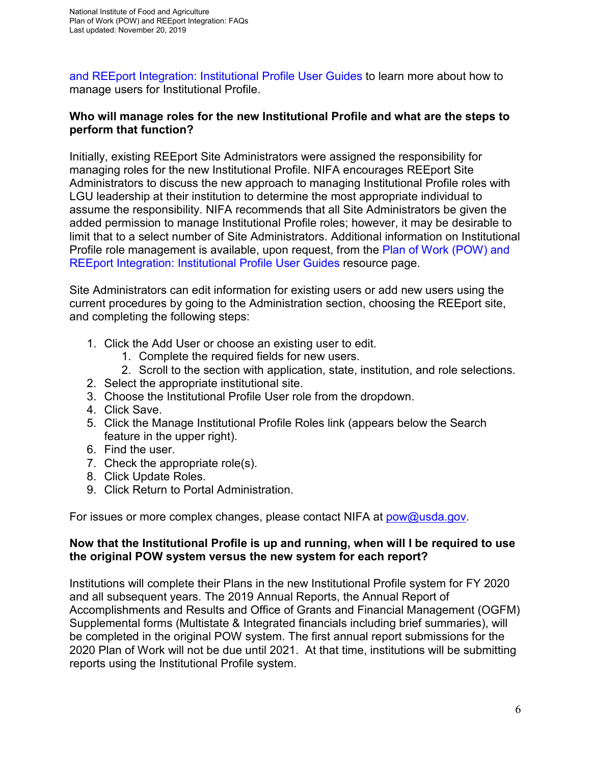and REEport Integration: Institutional Profile User Guides to learn more about how to manage users for Institutional Profile.

**Who will manage roles for the new Institutional Profile and what are the steps to perform that function?**

Initially, existing REEport Site Administrators were assigned the responsibility for managing roles for the new Institutional Profile. NIFA encourages REEport Site Administrators to discuss the new approach to managing Institutional Profile roles with LGU leadership at their institution to determine the most appropriate individual to assume the responsibility. NIFA recommends that all Site Administrators be given the added permission to manage Institutional Profile roles; however, it may be desirable to limit that to a select number of Site Administrators. Additional information on Institutional Profile role management is available, upon request, from the Plan of Work (POW) and REEport Integration: Institutional Profile User Guides resource page.

Site Administrators can edit information for existing users or add new users using the current procedures by going to the Administration section, choosing the REEport site, and completing the following steps:

1. Click the Add User or choose an existing user to edit.
    1. Complete the required fields for new users.
    2. Scroll to the section with application, state, institution, and role selections.
2. Select the appropriate institutional site.
3. Choose the Institutional Profile User role from the dropdown.
4. Click Save.
5. Click the Manage Institutional Profile Roles link (appears below the Search feature in the upper right).
6. Find the user.
7. Check the appropriate role(s).
8. Click Update Roles.
9. Click Return to Portal Administration.

For issues or more complex changes, please contact NIFA at pow@usda.gov.

**Now that the Institutional Profile is up and running, when will I be required to use the original POW system versus the new system for each report?**

Institutions will complete their Plans in the new Institutional Profile system for FY 2020 and all subsequent years. The 2019 Annual Reports, the Annual Report of Accomplishments and Results and Office of Grants and Financial Management (OGFM) Supplemental forms (Multistate & Integrated financials including brief summaries), will be completed in the original POW system. The first annual report submissions for the 2020 Plan of Work will not be due until 2021. At that time, institutions will be submitting reports using the Institutional Profile system.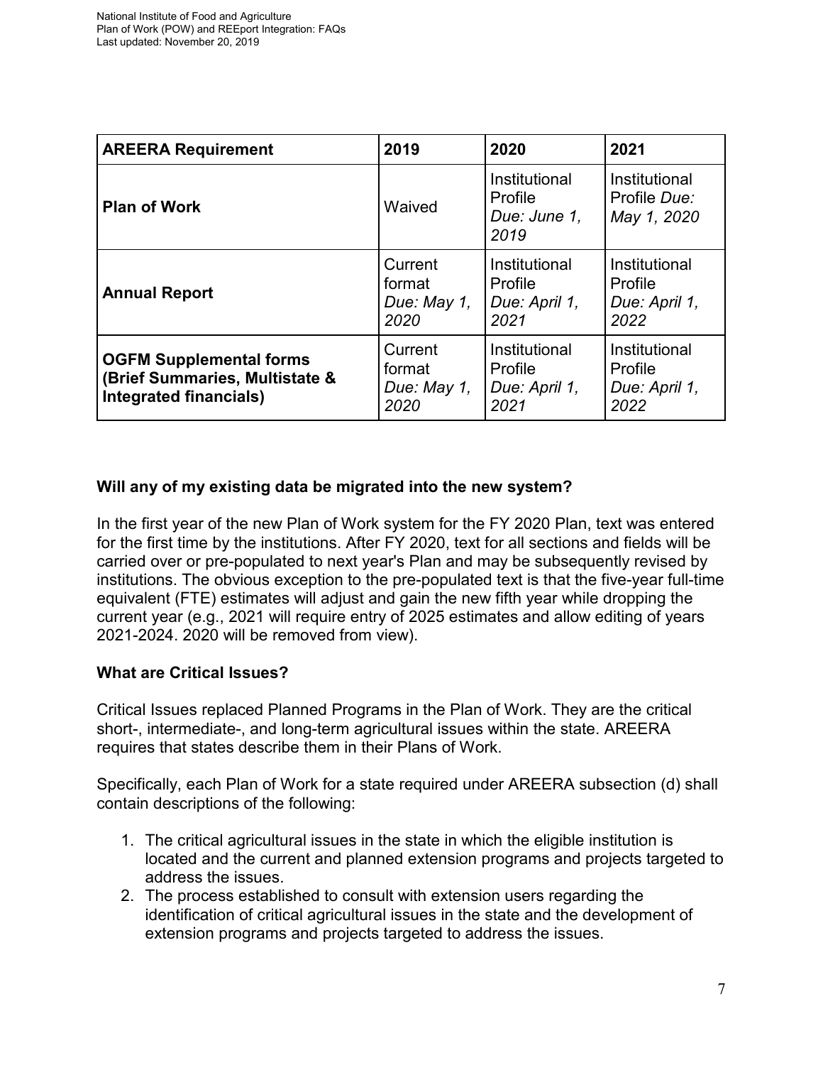| AREERA Requirement | 2019 | 2020 | 2021 |
|---|---|---|---|
| **Plan of Work** | Waived | Institutional Profile *Due: June 1, 2019* | Institutional Profile *Due: May 1, 2020* |
| **Annual Report** | Current format *Due: May 1, 2020* | Institutional Profile *Due: April 1, 2021* | Institutional Profile *Due: April 1, 2022* |
| **OGFM Supplemental forms (Brief Summaries, Multistate & Integrated financials)** | Current format *Due: May 1, 2020* | Institutional Profile *Due: April 1, 2021* | Institutional Profile *Due: April 1, 2022* |

### Will any of my existing data be migrated into the new system?

In the first year of the new Plan of Work system for the FY 2020 Plan, text was entered for the first time by the institutions. After FY 2020, text for all sections and fields will be carried over or pre-populated to next year's Plan and may be subsequently revised by institutions. The obvious exception to the pre-populated text is that the five-year full-time equivalent (FTE) estimates will adjust and gain the new fifth year while dropping the current year (e.g., 2021 will require entry of 2025 estimates and allow editing of years 2021-2024. 2020 will be removed from view).

### What are Critical Issues?

Critical Issues replaced Planned Programs in the Plan of Work. They are the critical short-, intermediate-, and long-term agricultural issues within the state. AREERA requires that states describe them in their Plans of Work.

Specifically, each Plan of Work for a state required under AREERA subsection (d) shall contain descriptions of the following:

1. The critical agricultural issues in the state in which the eligible institution is located and the current and planned extension programs and projects targeted to address the issues.
2. The process established to consult with extension users regarding the identification of critical agricultural issues in the state and the development of extension programs and projects targeted to address the issues.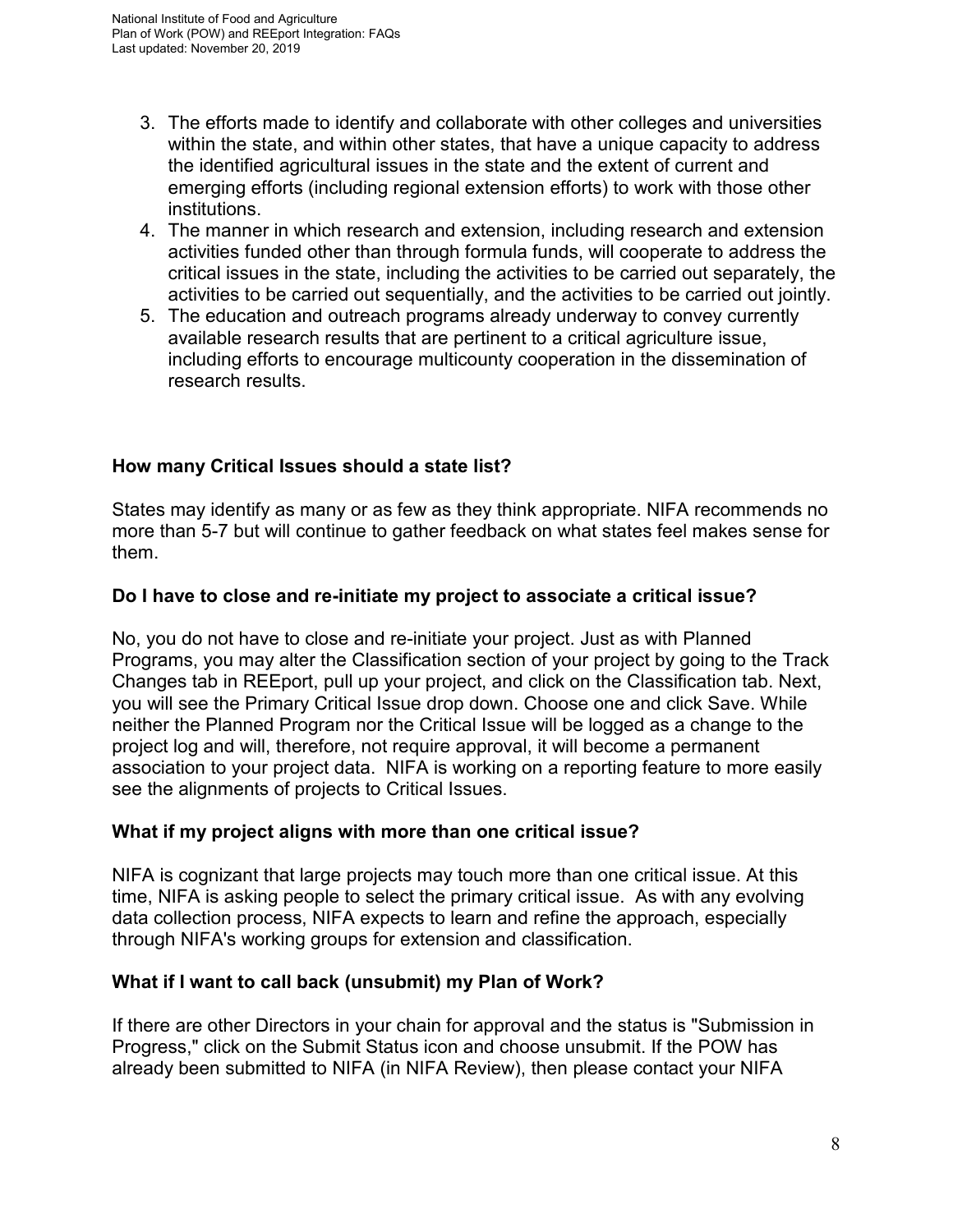3. The efforts made to identify and collaborate with other colleges and universities within the state, and within other states, that have a unique capacity to address the identified agricultural issues in the state and the extent of current and emerging efforts (including regional extension efforts) to work with those other institutions.
4. The manner in which research and extension, including research and extension activities funded other than through formula funds, will cooperate to address the critical issues in the state, including the activities to be carried out separately, the activities to be carried out sequentially, and the activities to be carried out jointly.
5. The education and outreach programs already underway to convey currently available research results that are pertinent to a critical agriculture issue, including efforts to encourage multicounty cooperation in the dissemination of research results.

### How many Critical Issues should a state list?

States may identify as many or as few as they think appropriate. NIFA recommends no more than 5-7 but will continue to gather feedback on what states feel makes sense for them.

### Do I have to close and re-initiate my project to associate a critical issue?

No, you do not have to close and re-initiate your project. Just as with Planned Programs, you may alter the Classification section of your project by going to the Track Changes tab in REEport, pull up your project, and click on the Classification tab. Next, you will see the Primary Critical Issue drop down. Choose one and click Save. While neither the Planned Program nor the Critical Issue will be logged as a change to the project log and will, therefore, not require approval, it will become a permanent association to your project data. NIFA is working on a reporting feature to more easily see the alignments of projects to Critical Issues.

### What if my project aligns with more than one critical issue?

NIFA is cognizant that large projects may touch more than one critical issue. At this time, NIFA is asking people to select the primary critical issue. As with any evolving data collection process, NIFA expects to learn and refine the approach, especially through NIFA's working groups for extension and classification.

### What if I want to call back (unsubmit) my Plan of Work?

If there are other Directors in your chain for approval and the status is "Submission in Progress," click on the Submit Status icon and choose unsubmit. If the POW has already been submitted to NIFA (in NIFA Review), then please contact your NIFA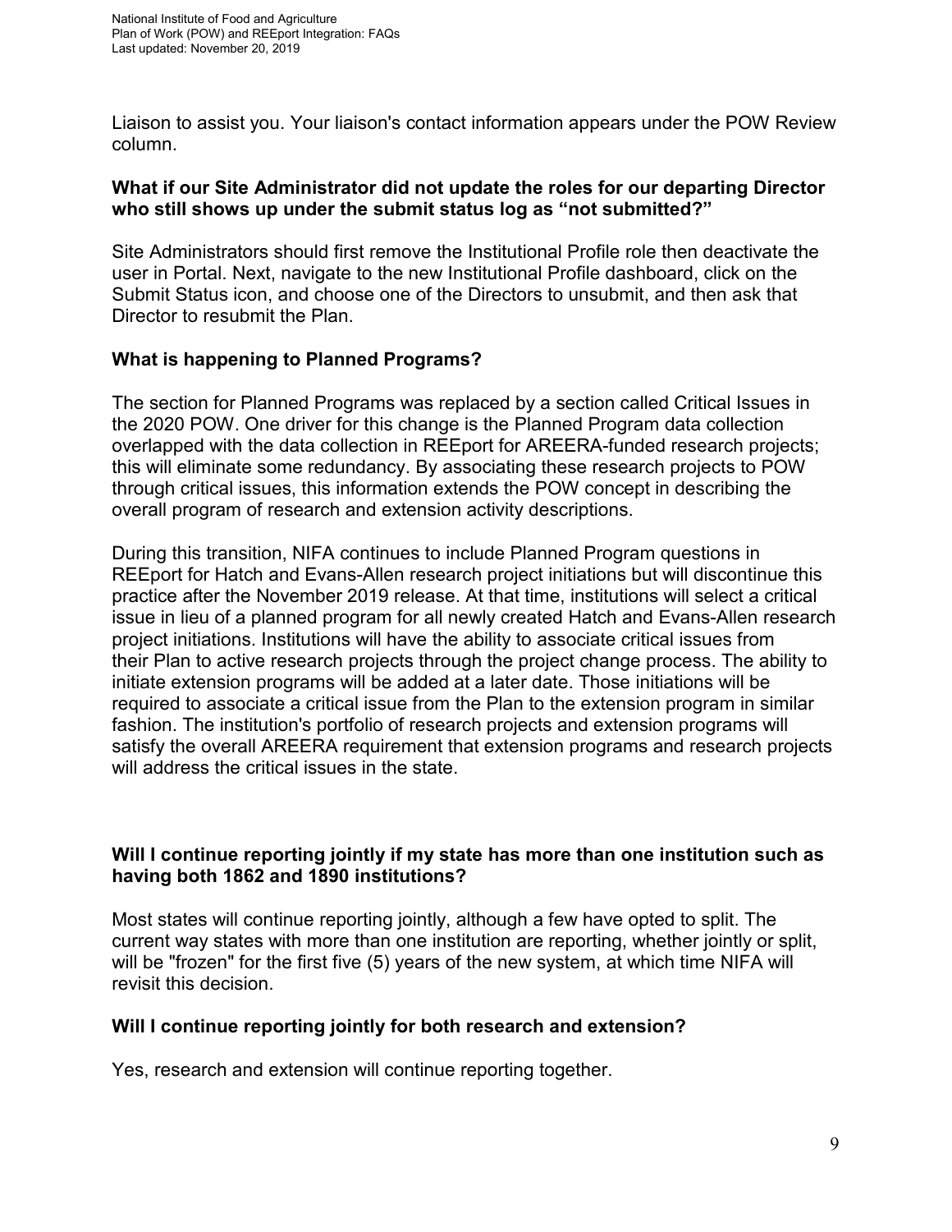Liaison to assist you. Your liaison's contact information appears under the POW Review column.

**What if our Site Administrator did not update the roles for our departing Director who still shows up under the submit status log as "not submitted?"**

Site Administrators should first remove the Institutional Profile role then deactivate the user in Portal. Next, navigate to the new Institutional Profile dashboard, click on the Submit Status icon, and choose one of the Directors to unsubmit, and then ask that Director to resubmit the Plan.

**What is happening to Planned Programs?**

The section for Planned Programs was replaced by a section called Critical Issues in the 2020 POW. One driver for this change is the Planned Program data collection overlapped with the data collection in REEport for AREERA-funded research projects; this will eliminate some redundancy. By associating these research projects to POW through critical issues, this information extends the POW concept in describing the overall program of research and extension activity descriptions.

During this transition, NIFA continues to include Planned Program questions in REEport for Hatch and Evans-Allen research project initiations but will discontinue this practice after the November 2019 release. At that time, institutions will select a critical issue in lieu of a planned program for all newly created Hatch and Evans-Allen research project initiations. Institutions will have the ability to associate critical issues from their Plan to active research projects through the project change process. The ability to initiate extension programs will be added at a later date. Those initiations will be required to associate a critical issue from the Plan to the extension program in similar fashion. The institution's portfolio of research projects and extension programs will satisfy the overall AREERA requirement that extension programs and research projects will address the critical issues in the state.

**Will I continue reporting jointly if my state has more than one institution such as having both 1862 and 1890 institutions?**

Most states will continue reporting jointly, although a few have opted to split. The current way states with more than one institution are reporting, whether jointly or split, will be "frozen" for the first five (5) years of the new system, at which time NIFA will revisit this decision.

**Will I continue reporting jointly for both research and extension?**

Yes, research and extension will continue reporting together.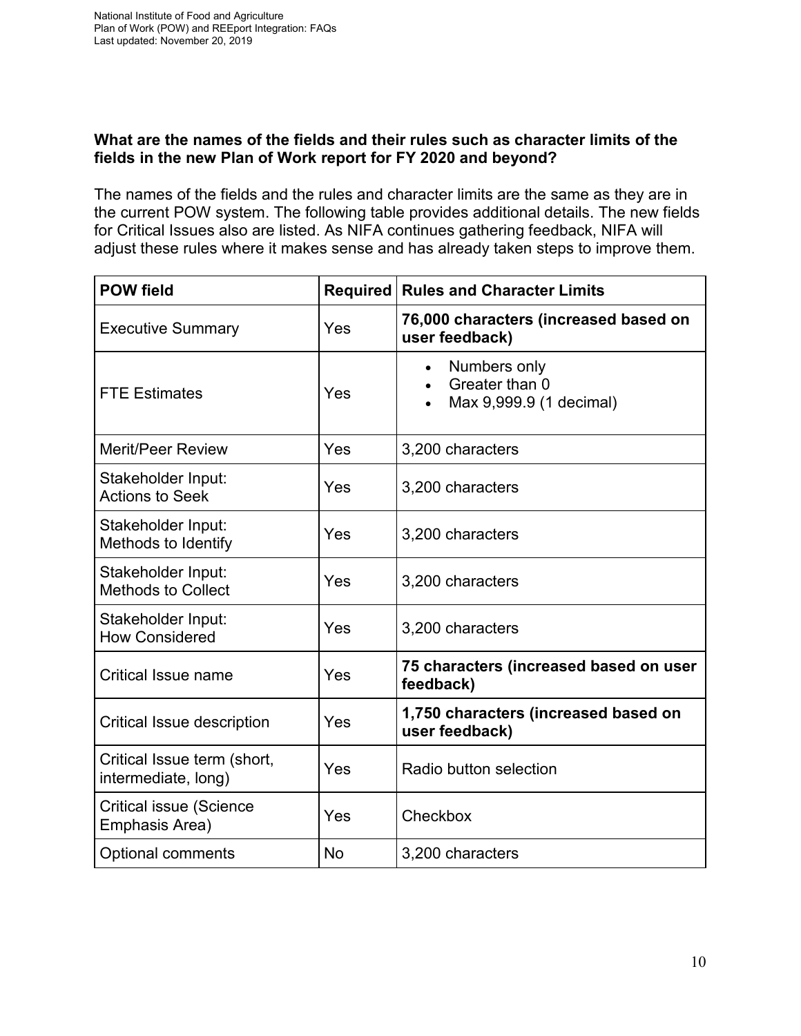**What are the names of the fields and their rules such as character limits of the fields in the new Plan of Work report for FY 2020 and beyond?**

The names of the fields and the rules and character limits are the same as they are in the current POW system. The following table provides additional details. The new fields for Critical Issues also are listed. As NIFA continues gathering feedback, NIFA will adjust these rules where it makes sense and has already taken steps to improve them.

| POW field | Required | Rules and Character Limits |
|---|---|---|
| Executive Summary | Yes | **76,000 characters (increased based on user feedback)** |
| FTE Estimates | Yes | • Numbers only<br>• Greater than 0<br>• Max 9,999.9 (1 decimal) |
| Merit/Peer Review | Yes | 3,200 characters |
| Stakeholder Input: Actions to Seek | Yes | 3,200 characters |
| Stakeholder Input: Methods to Identify | Yes | 3,200 characters |
| Stakeholder Input: Methods to Collect | Yes | 3,200 characters |
| Stakeholder Input: How Considered | Yes | 3,200 characters |
| Critical Issue name | Yes | **75 characters (increased based on user feedback)** |
| Critical Issue description | Yes | **1,750 characters (increased based on user feedback)** |
| Critical Issue term (short, intermediate, long) | Yes | Radio button selection |
| Critical issue (Science Emphasis Area) | Yes | Checkbox |
| Optional comments | No | 3,200 characters |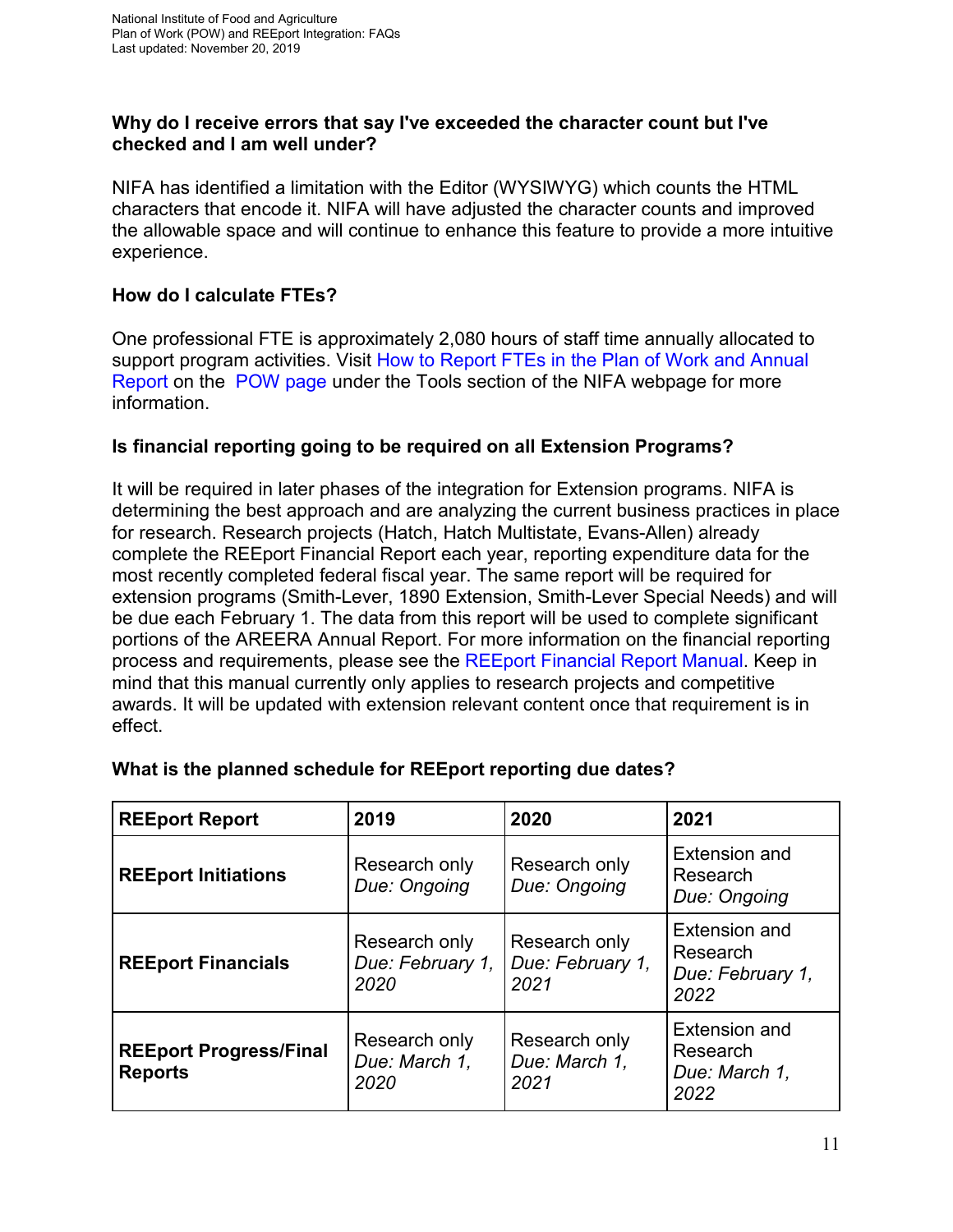### Why do I receive errors that say I've exceeded the character count but I've checked and I am well under?

NIFA has identified a limitation with the Editor (WYSIWYG) which counts the HTML characters that encode it. NIFA will have adjusted the character counts and improved the allowable space and will continue to enhance this feature to provide a more intuitive experience.

### How do I calculate FTEs?

One professional FTE is approximately 2,080 hours of staff time annually allocated to support program activities. Visit How to Report FTEs in the Plan of Work and Annual Report on the POW page under the Tools section of the NIFA webpage for more information.

### Is financial reporting going to be required on all Extension Programs?

It will be required in later phases of the integration for Extension programs. NIFA is determining the best approach and are analyzing the current business practices in place for research. Research projects (Hatch, Hatch Multistate, Evans-Allen) already complete the REEport Financial Report each year, reporting expenditure data for the most recently completed federal fiscal year. The same report will be required for extension programs (Smith-Lever, 1890 Extension, Smith-Lever Special Needs) and will be due each February 1. The data from this report will be used to complete significant portions of the AREERA Annual Report. For more information on the financial reporting process and requirements, please see the REEport Financial Report Manual. Keep in mind that this manual currently only applies to research projects and competitive awards. It will be updated with extension relevant content once that requirement is in effect.

### What is the planned schedule for REEport reporting due dates?

| REEport Report | 2019 | 2020 | 2021 |
|---|---|---|---|
| **REEport Initiations** | Research only *Due: Ongoing* | Research only *Due: Ongoing* | Extension and Research *Due: Ongoing* |
| **REEport Financials** | Research only *Due: February 1, 2020* | Research only *Due: February 1, 2021* | Extension and Research *Due: February 1, 2022* |
| **REEport Progress/Final Reports** | Research only *Due: March 1, 2020* | Research only *Due: March 1, 2021* | Extension and Research *Due: March 1, 2022* |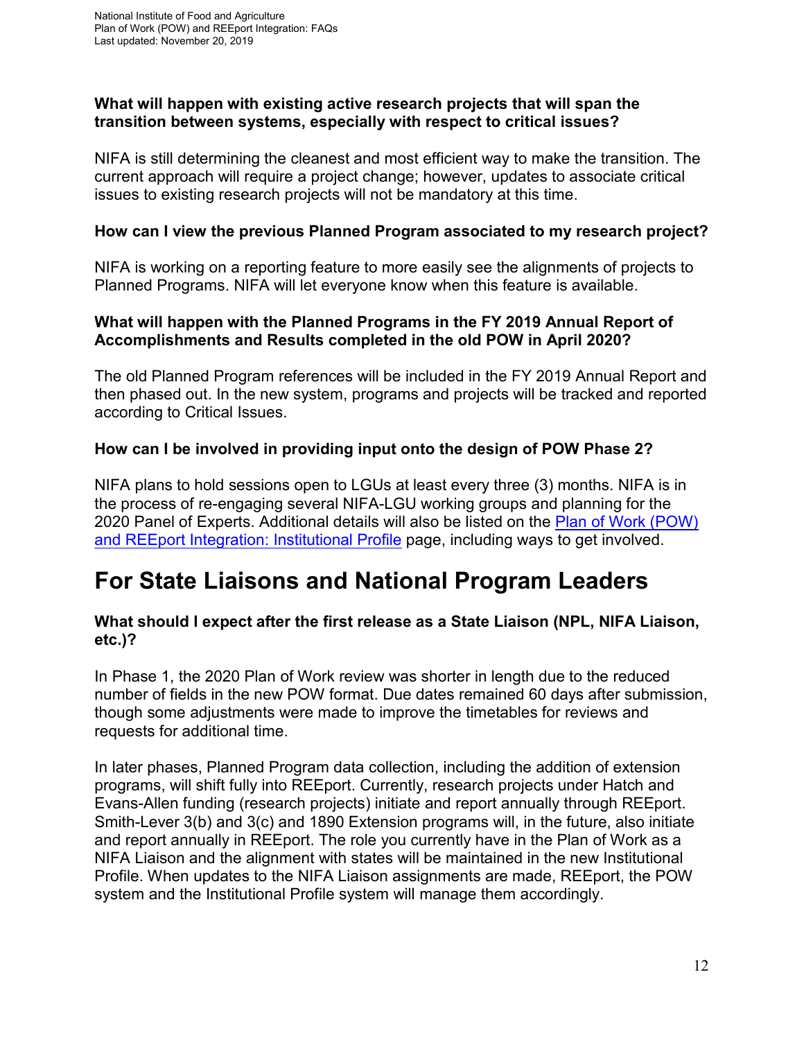**What will happen with existing active research projects that will span the transition between systems, especially with respect to critical issues?**

NIFA is still determining the cleanest and most efficient way to make the transition. The current approach will require a project change; however, updates to associate critical issues to existing research projects will not be mandatory at this time.

**How can I view the previous Planned Program associated to my research project?**

NIFA is working on a reporting feature to more easily see the alignments of projects to Planned Programs. NIFA will let everyone know when this feature is available.

**What will happen with the Planned Programs in the FY 2019 Annual Report of Accomplishments and Results completed in the old POW in April 2020?**

The old Planned Program references will be included in the FY 2019 Annual Report and then phased out. In the new system, programs and projects will be tracked and reported according to Critical Issues.

**How can I be involved in providing input onto the design of POW Phase 2?**

NIFA plans to hold sessions open to LGUs at least every three (3) months. NIFA is in the process of re-engaging several NIFA-LGU working groups and planning for the 2020 Panel of Experts. Additional details will also be listed on the Plan of Work (POW) and REEport Integration: Institutional Profile page, including ways to get involved.

# For State Liaisons and National Program Leaders

**What should I expect after the first release as a State Liaison (NPL, NIFA Liaison, etc.)?**

In Phase 1, the 2020 Plan of Work review was shorter in length due to the reduced number of fields in the new POW format. Due dates remained 60 days after submission, though some adjustments were made to improve the timetables for reviews and requests for additional time.

In later phases, Planned Program data collection, including the addition of extension programs, will shift fully into REEport. Currently, research projects under Hatch and Evans-Allen funding (research projects) initiate and report annually through REEport. Smith-Lever 3(b) and 3(c) and 1890 Extension programs will, in the future, also initiate and report annually in REEport. The role you currently have in the Plan of Work as a NIFA Liaison and the alignment with states will be maintained in the new Institutional Profile. When updates to the NIFA Liaison assignments are made, REEport, the POW system and the Institutional Profile system will manage them accordingly.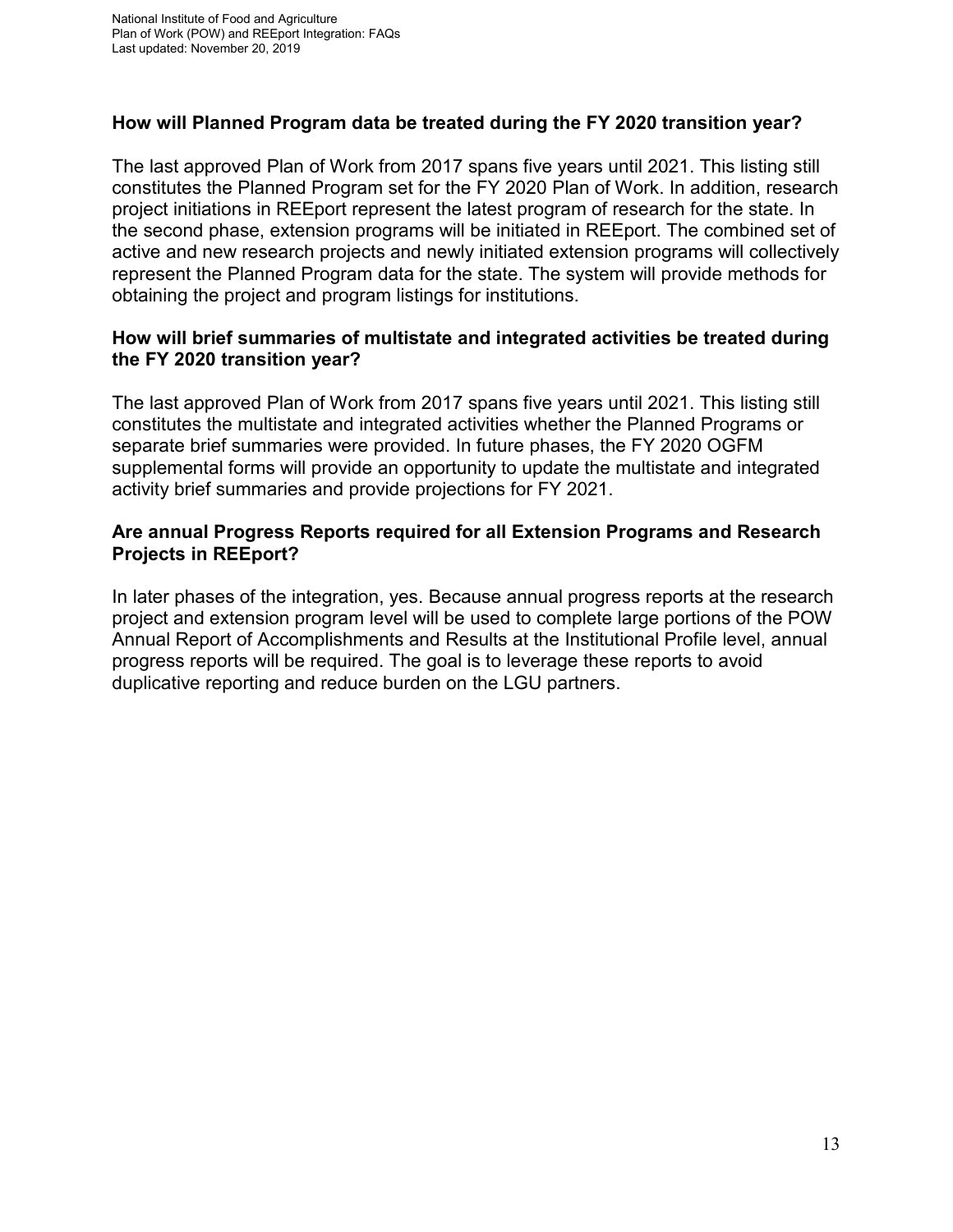## How will Planned Program data be treated during the FY 2020 transition year?

The last approved Plan of Work from 2017 spans five years until 2021. This listing still constitutes the Planned Program set for the FY 2020 Plan of Work. In addition, research project initiations in REEport represent the latest program of research for the state. In the second phase, extension programs will be initiated in REEport. The combined set of active and new research projects and newly initiated extension programs will collectively represent the Planned Program data for the state. The system will provide methods for obtaining the project and program listings for institutions.

## How will brief summaries of multistate and integrated activities be treated during the FY 2020 transition year?

The last approved Plan of Work from 2017 spans five years until 2021. This listing still constitutes the multistate and integrated activities whether the Planned Programs or separate brief summaries were provided. In future phases, the FY 2020 OGFM supplemental forms will provide an opportunity to update the multistate and integrated activity brief summaries and provide projections for FY 2021.

## Are annual Progress Reports required for all Extension Programs and Research Projects in REEport?

In later phases of the integration, yes. Because annual progress reports at the research project and extension program level will be used to complete large portions of the POW Annual Report of Accomplishments and Results at the Institutional Profile level, annual progress reports will be required. The goal is to leverage these reports to avoid duplicative reporting and reduce burden on the LGU partners.